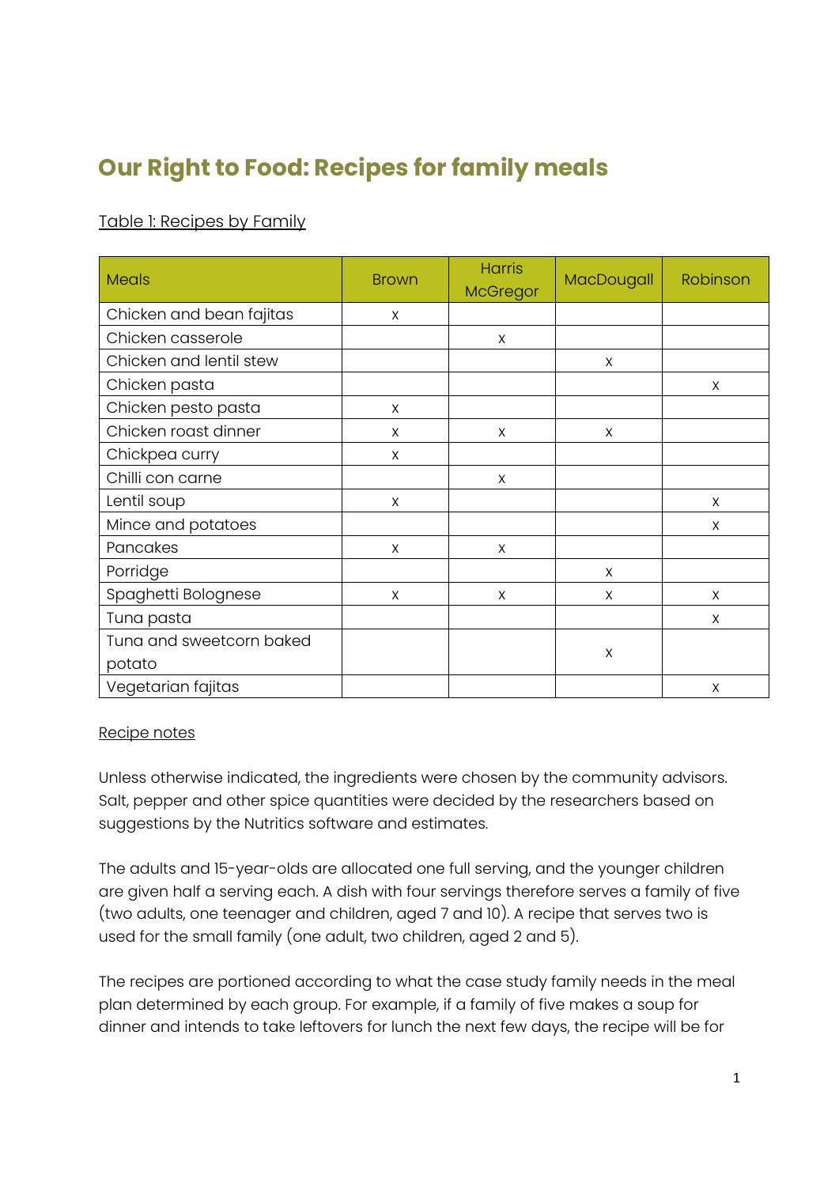# Our Right to Food: Recipes for family meals

Table 1: Recipes by Family

| Meals | Brown | Harris McGregor | MacDougall | Robinson |
|---|---|---|---|---|
| Chicken and bean fajitas | x | | | |
| Chicken casserole | | x | | |
| Chicken and lentil stew | | | x | |
| Chicken pasta | | | | x |
| Chicken pesto pasta | x | | | |
| Chicken roast dinner | x | x | x | |
| Chickpea curry | x | | | |
| Chilli con carne | | x | | |
| Lentil soup | x | | | x |
| Mince and potatoes | | | | x |
| Pancakes | x | x | | |
| Porridge | | | x | |
| Spaghetti Bolognese | x | x | x | x |
| Tuna pasta | | | | x |
| Tuna and sweetcorn baked potato | | | x | |
| Vegetarian fajitas | | | | x |

Recipe notes

Unless otherwise indicated, the ingredients were chosen by the community advisors. Salt, pepper and other spice quantities were decided by the researchers based on suggestions by the Nutritics software and estimates.

The adults and 15-year-olds are allocated one full serving, and the younger children are given half a serving each. A dish with four servings therefore serves a family of five (two adults, one teenager and children, aged 7 and 10). A recipe that serves two is used for the small family (one adult, two children, aged 2 and 5).

The recipes are portioned according to what the case study family needs in the meal plan determined by each group. For example, if a family of five makes a soup for dinner and intends to take leftovers for lunch the next few days, the recipe will be for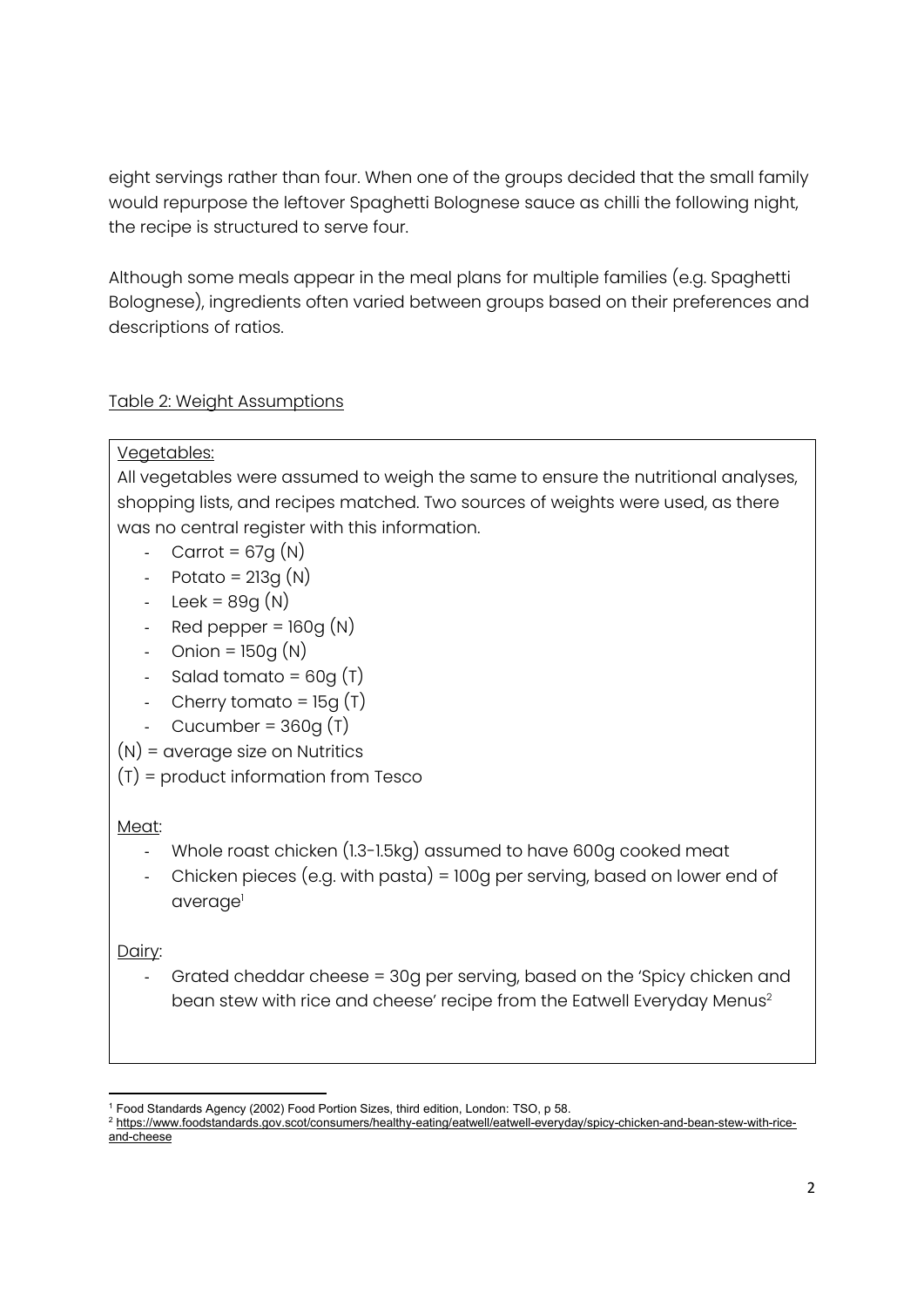eight servings rather than four. When one of the groups decided that the small family would repurpose the leftover Spaghetti Bolognese sauce as chilli the following night, the recipe is structured to serve four.

Although some meals appear in the meal plans for multiple families (e.g. Spaghetti Bolognese), ingredients often varied between groups based on their preferences and descriptions of ratios.

Table 2: Weight Assumptions

Vegetables:

All vegetables were assumed to weigh the same to ensure the nutritional analyses, shopping lists, and recipes matched. Two sources of weights were used, as there was no central register with this information.

- Carrot = 67g (N)
- Potato = 213g (N)
- Leek = 89g (N)
- Red pepper = 160g (N)
- Onion = 150g (N)
- Salad tomato = 60g (T)
- Cherry tomato = 15g (T)
- Cucumber = 360g (T)

(N) = average size on Nutritics

(T) = product information from Tesco

Meat:

- Whole roast chicken (1.3-1.5kg) assumed to have 600g cooked meat
- Chicken pieces (e.g. with pasta) = 100g per serving, based on lower end of average[1]

Dairy:

- Grated cheddar cheese = 30g per serving, based on the 'Spicy chicken and bean stew with rice and cheese' recipe from the Eatwell Everyday Menus[2]

[1] Food Standards Agency (2002) Food Portion Sizes, third edition, London: TSO, p 58.

[2] https://www.foodstandards.gov.scot/consumers/healthy-eating/eatwell/eatwell-everyday/spicy-chicken-and-bean-stew-with-rice-and-cheese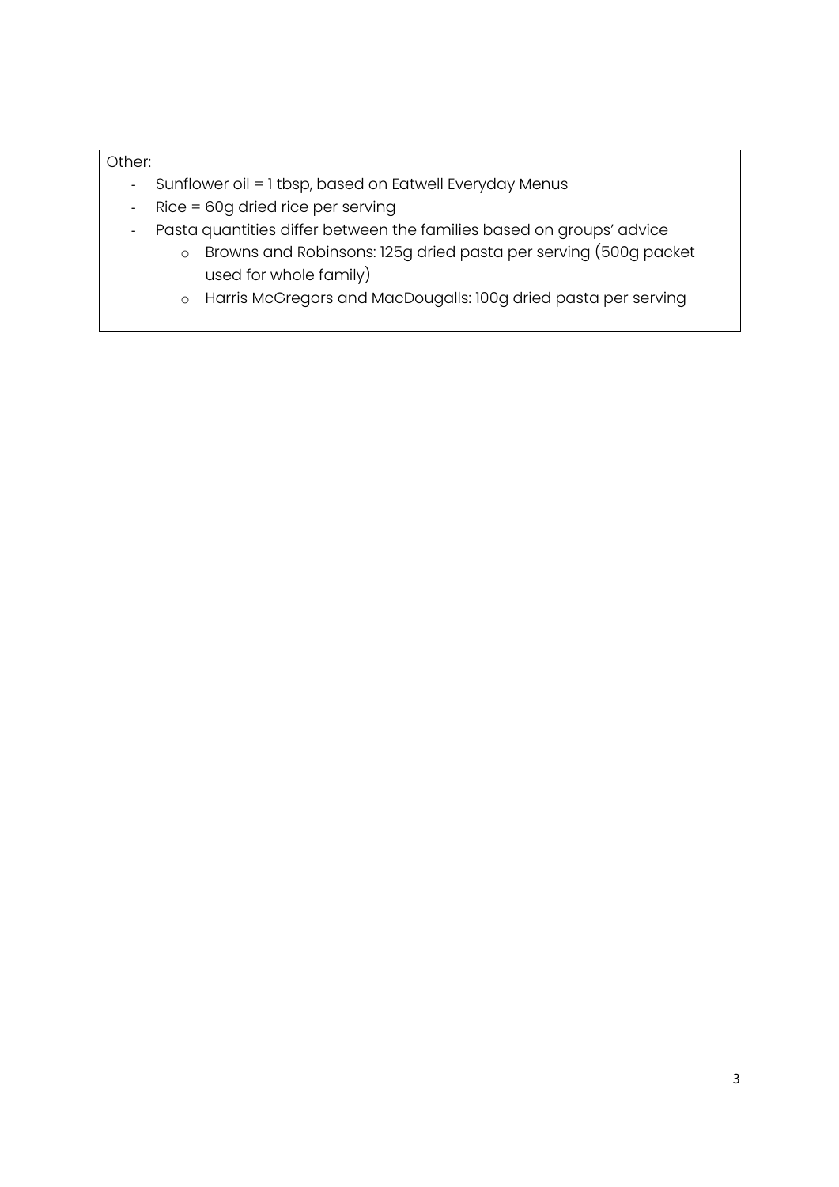<u>Other</u>:

- Sunflower oil = 1 tbsp, based on Eatwell Everyday Menus
- Rice = 60g dried rice per serving
- Pasta quantities differ between the families based on groups' advice
    - Browns and Robinsons: 125g dried pasta per serving (500g packet used for whole family)
    - Harris McGregors and MacDougalls: 100g dried pasta per serving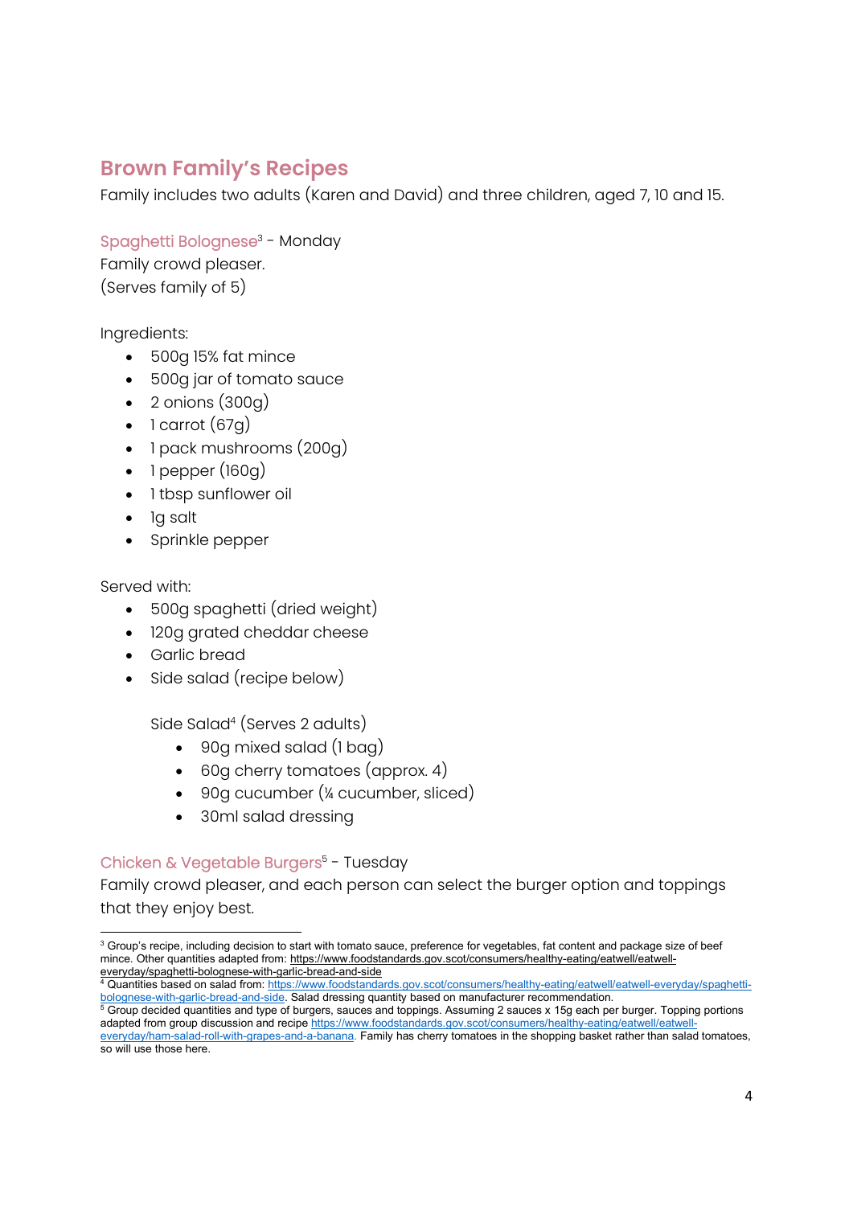## Brown Family's Recipes

Family includes two adults (Karen and David) and three children, aged 7, 10 and 15.

### Spaghetti Bolognese[3] - Monday

Family crowd pleaser.
(Serves family of 5)

Ingredients:

- 500g 15% fat mince
- 500g jar of tomato sauce
- 2 onions (300g)
- 1 carrot (67g)
- 1 pack mushrooms (200g)
- 1 pepper (160g)
- 1 tbsp sunflower oil
- 1g salt
- Sprinkle pepper

Served with:

- 500g spaghetti (dried weight)
- 120g grated cheddar cheese
- Garlic bread
- Side salad (recipe below)

    Side Salad[4] (Serves 2 adults)

    - 90g mixed salad (1 bag)
    - 60g cherry tomatoes (approx. 4)
    - 90g cucumber (¼ cucumber, sliced)
    - 30ml salad dressing

### Chicken & Vegetable Burgers[5] - Tuesday

Family crowd pleaser, and each person can select the burger option and toppings that they enjoy best.

---

[3] Group's recipe, including decision to start with tomato sauce, preference for vegetables, fat content and package size of beef mince. Other quantities adapted from: https://www.foodstandards.gov.scot/consumers/healthy-eating/eatwell/eatwell-everyday/spaghetti-bolognese-with-garlic-bread-and-side

[4] Quantities based on salad from: https://www.foodstandards.gov.scot/consumers/healthy-eating/eatwell/eatwell-everyday/spaghetti-bolognese-with-garlic-bread-and-side. Salad dressing quantity based on manufacturer recommendation.

[5] Group decided quantities and type of burgers, sauces and toppings. Assuming 2 sauces x 15g each per burger. Topping portions adapted from group discussion and recipe https://www.foodstandards.gov.scot/consumers/healthy-eating/eatwell/eatwell-everyday/ham-salad-roll-with-grapes-and-a-banana. Family has cherry tomatoes in the shopping basket rather than salad tomatoes, so will use those here.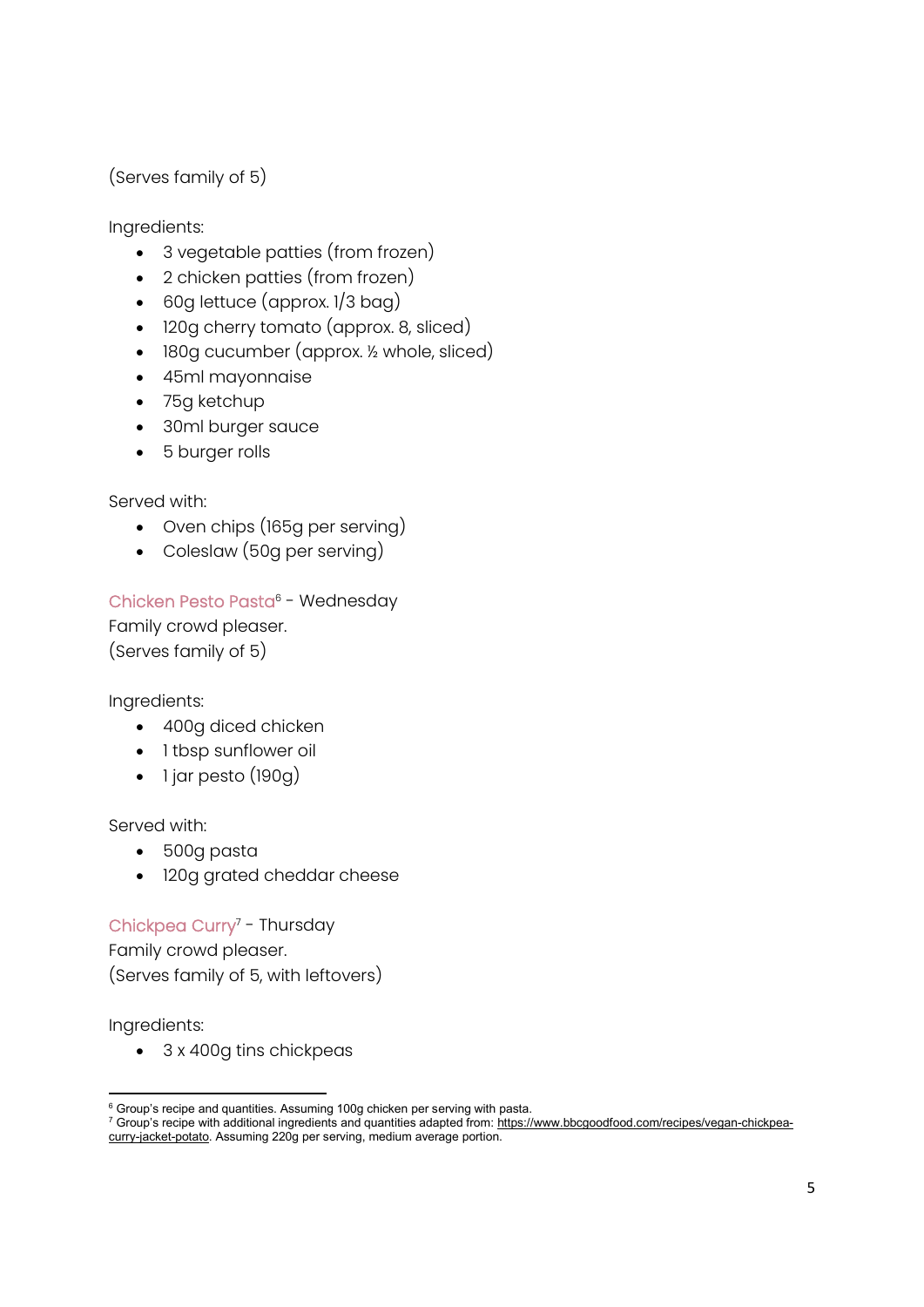(Serves family of 5)

Ingredients:

- 3 vegetable patties (from frozen)
- 2 chicken patties (from frozen)
- 60g lettuce (approx. 1/3 bag)
- 120g cherry tomato (approx. 8, sliced)
- 180g cucumber (approx. ½ whole, sliced)
- 45ml mayonnaise
- 75g ketchup
- 30ml burger sauce
- 5 burger rolls

Served with:

- Oven chips (165g per serving)
- Coleslaw (50g per serving)

### Chicken Pesto Pasta[6] - Wednesday

Family crowd pleaser.
(Serves family of 5)

Ingredients:

- 400g diced chicken
- 1 tbsp sunflower oil
- 1 jar pesto (190g)

Served with:

- 500g pasta
- 120g grated cheddar cheese

### Chickpea Curry[7] - Thursday

Family crowd pleaser.
(Serves family of 5, with leftovers)

Ingredients:

- 3 x 400g tins chickpeas

---

[6] Group's recipe and quantities. Assuming 100g chicken per serving with pasta.
[7] Group's recipe with additional ingredients and quantities adapted from: https://www.bbcgoodfood.com/recipes/vegan-chickpea-curry-jacket-potato. Assuming 220g per serving, medium average portion.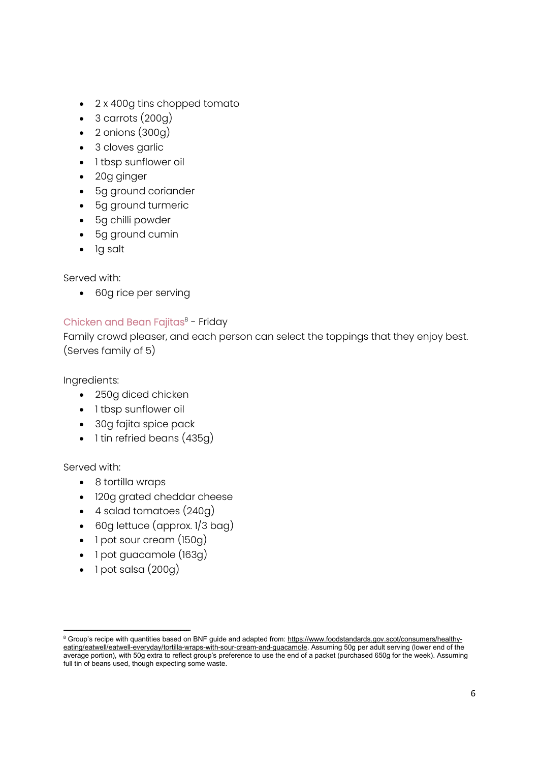- 2 x 400g tins chopped tomato
- 3 carrots (200g)
- 2 onions (300g)
- 3 cloves garlic
- 1 tbsp sunflower oil
- 20g ginger
- 5g ground coriander
- 5g ground turmeric
- 5g chilli powder
- 5g ground cumin
- 1g salt

Served with:

- 60g rice per serving

### Chicken and Bean Fajitas[8] - Friday

Family crowd pleaser, and each person can select the toppings that they enjoy best. (Serves family of 5)

Ingredients:

- 250g diced chicken
- 1 tbsp sunflower oil
- 30g fajita spice pack
- 1 tin refried beans (435g)

Served with:

- 8 tortilla wraps
- 120g grated cheddar cheese
- 4 salad tomatoes (240g)
- 60g lettuce (approx. 1/3 bag)
- 1 pot sour cream (150g)
- 1 pot guacamole (163g)
- 1 pot salsa (200g)

---

[8] Group's recipe with quantities based on BNF guide and adapted from: https://www.foodstandards.gov.scot/consumers/healthy-eating/eatwell/eatwell-everyday/tortilla-wraps-with-sour-cream-and-guacamole. Assuming 50g per adult serving (lower end of the average portion), with 50g extra to reflect group's preference to use the end of a packet (purchased 650g for the week). Assuming full tin of beans used, though expecting some waste.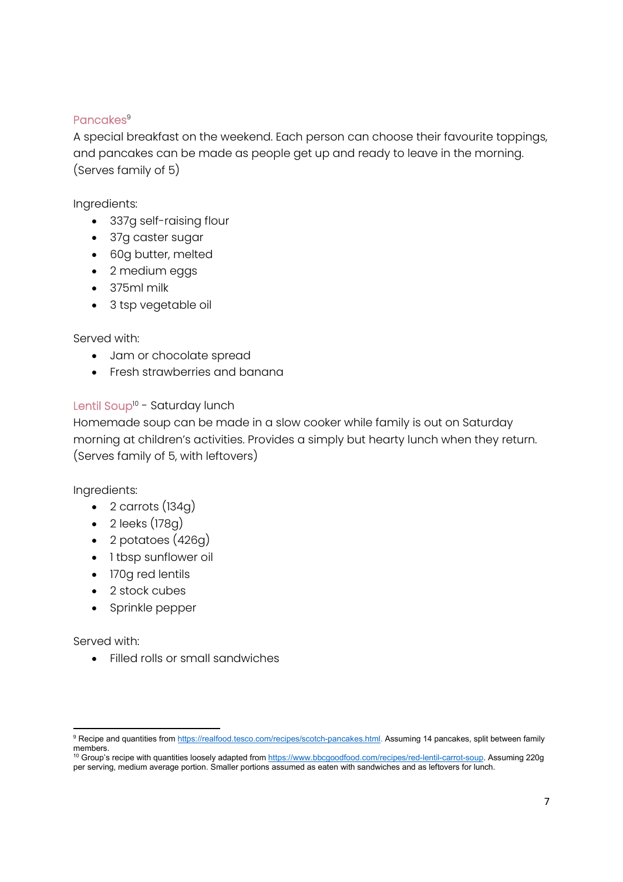### Pancakes[9]

A special breakfast on the weekend. Each person can choose their favourite toppings, and pancakes can be made as people get up and ready to leave in the morning. (Serves family of 5)

Ingredients:

- 337g self-raising flour
- 37g caster sugar
- 60g butter, melted
- 2 medium eggs
- 375ml milk
- 3 tsp vegetable oil

Served with:

- Jam or chocolate spread
- Fresh strawberries and banana

### Lentil Soup[10] - Saturday lunch

Homemade soup can be made in a slow cooker while family is out on Saturday morning at children's activities. Provides a simply but hearty lunch when they return. (Serves family of 5, with leftovers)

Ingredients:

- 2 carrots (134g)
- 2 leeks (178g)
- 2 potatoes (426g)
- 1 tbsp sunflower oil
- 170g red lentils
- 2 stock cubes
- Sprinkle pepper

Served with:

- Filled rolls or small sandwiches

---

[9] Recipe and quantities from https://realfood.tesco.com/recipes/scotch-pancakes.html. Assuming 14 pancakes, split between family members.

[10] Group's recipe with quantities loosely adapted from https://www.bbcgoodfood.com/recipes/red-lentil-carrot-soup. Assuming 220g per serving, medium average portion. Smaller portions assumed as eaten with sandwiches and as leftovers for lunch.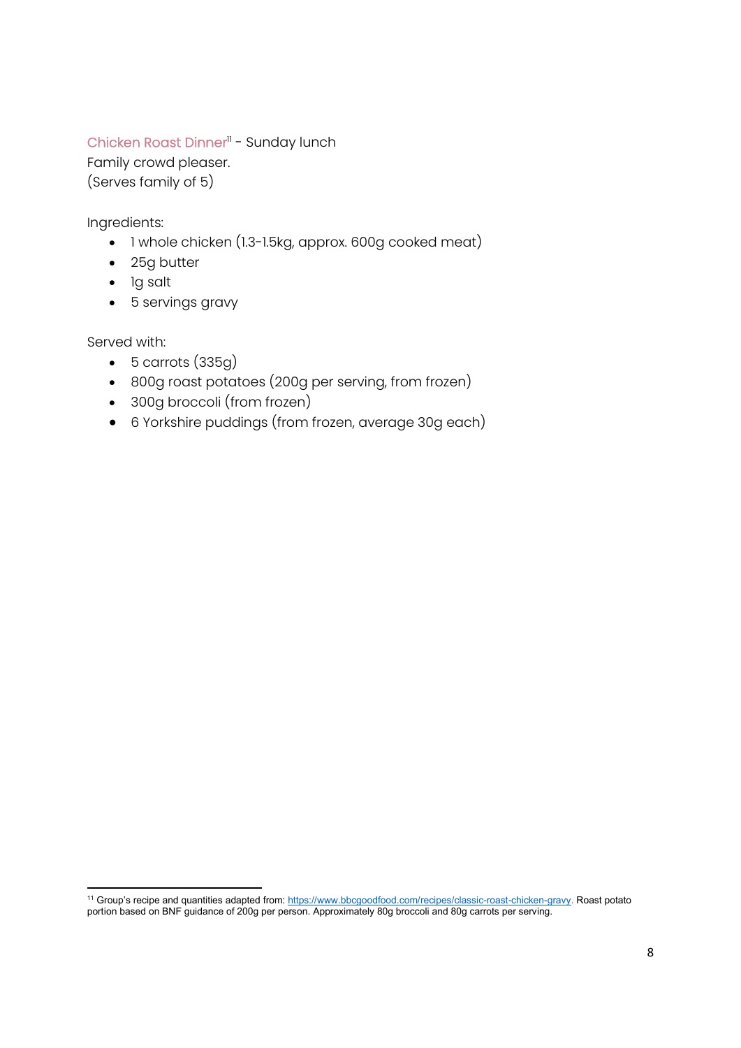Chicken Roast Dinner[11] - Sunday lunch

Family crowd pleaser.

(Serves family of 5)

Ingredients:

- 1 whole chicken (1.3-1.5kg, approx. 600g cooked meat)
- 25g butter
- 1g salt
- 5 servings gravy

Served with:

- 5 carrots (335g)
- 800g roast potatoes (200g per serving, from frozen)
- 300g broccoli (from frozen)
- 6 Yorkshire puddings (from frozen, average 30g each)

[11] Group's recipe and quantities adapted from: https://www.bbcgoodfood.com/recipes/classic-roast-chicken-gravy. Roast potato portion based on BNF guidance of 200g per person. Approximately 80g broccoli and 80g carrots per serving.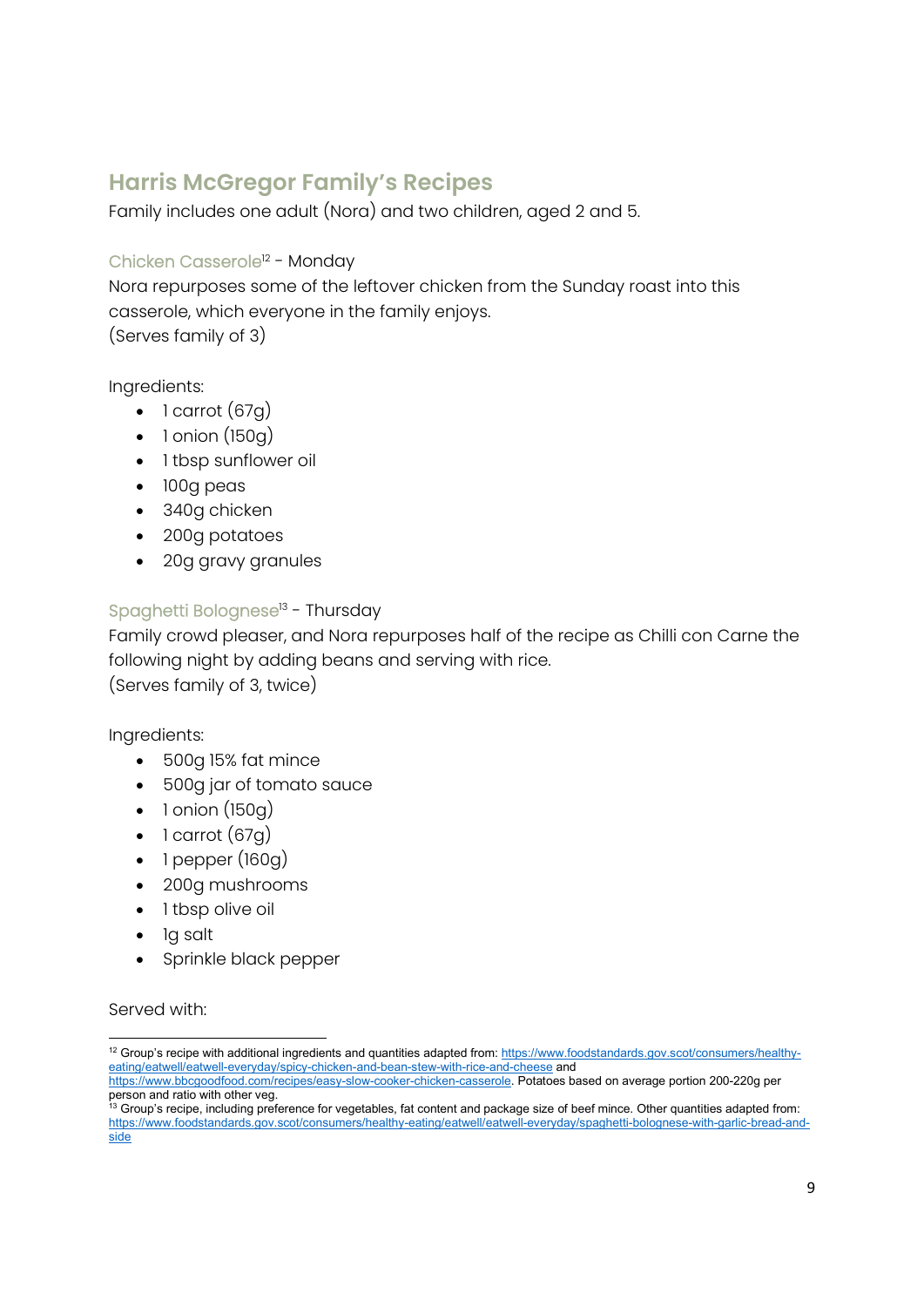## Harris McGregor Family's Recipes

Family includes one adult (Nora) and two children, aged 2 and 5.

### Chicken Casserole[12] - Monday

Nora repurposes some of the leftover chicken from the Sunday roast into this casserole, which everyone in the family enjoys.
(Serves family of 3)

Ingredients:

- 1 carrot (67g)
- 1 onion (150g)
- 1 tbsp sunflower oil
- 100g peas
- 340g chicken
- 200g potatoes
- 20g gravy granules

### Spaghetti Bolognese[13] - Thursday

Family crowd pleaser, and Nora repurposes half of the recipe as Chilli con Carne the following night by adding beans and serving with rice.
(Serves family of 3, twice)

Ingredients:

- 500g 15% fat mince
- 500g jar of tomato sauce
- 1 onion (150g)
- 1 carrot (67g)
- 1 pepper (160g)
- 200g mushrooms
- 1 tbsp olive oil
- 1g salt
- Sprinkle black pepper

Served with:

---

[12] Group's recipe with additional ingredients and quantities adapted from: https://www.foodstandards.gov.scot/consumers/healthy-eating/eatwell/eatwell-everyday/spicy-chicken-and-bean-stew-with-rice-and-cheese and https://www.bbcgoodfood.com/recipes/easy-slow-cooker-chicken-casserole. Potatoes based on average portion 200-220g per person and ratio with other veg.

[13] Group's recipe, including preference for vegetables, fat content and package size of beef mince. Other quantities adapted from: https://www.foodstandards.gov.scot/consumers/healthy-eating/eatwell/eatwell-everyday/spaghetti-bolognese-with-garlic-bread-and-side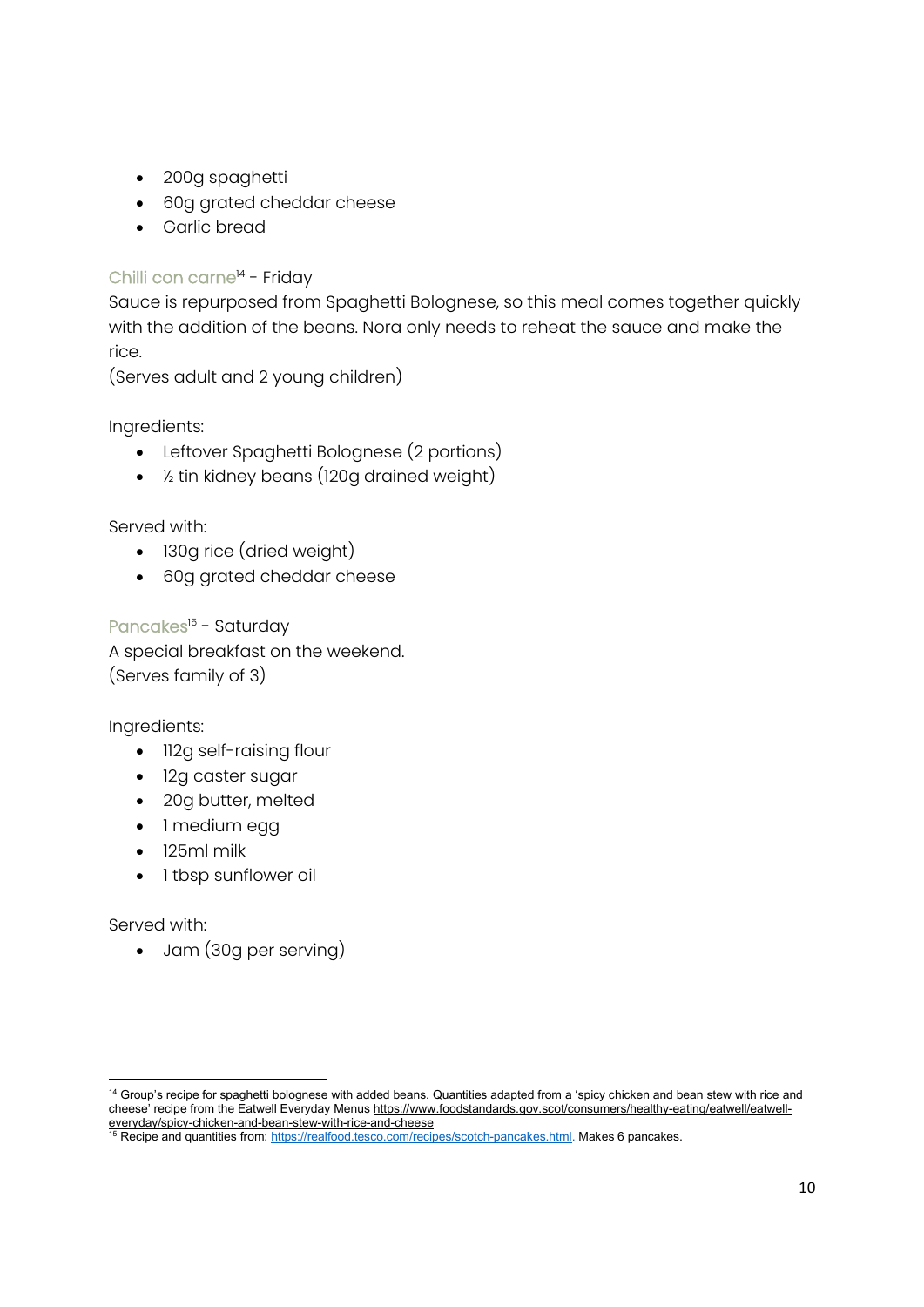- 200g spaghetti
- 60g grated cheddar cheese
- Garlic bread

### Chilli con carne[14] - Friday

Sauce is repurposed from Spaghetti Bolognese, so this meal comes together quickly with the addition of the beans. Nora only needs to reheat the sauce and make the rice.

(Serves adult and 2 young children)

Ingredients:

- Leftover Spaghetti Bolognese (2 portions)
- ½ tin kidney beans (120g drained weight)

Served with:

- 130g rice (dried weight)
- 60g grated cheddar cheese

### Pancakes[15] - Saturday

A special breakfast on the weekend.

(Serves family of 3)

Ingredients:

- 112g self-raising flour
- 12g caster sugar
- 20g butter, melted
- 1 medium egg
- 125ml milk
- 1 tbsp sunflower oil

Served with:

- Jam (30g per serving)

---

[14] Group's recipe for spaghetti bolognese with added beans. Quantities adapted from a 'spicy chicken and bean stew with rice and cheese' recipe from the Eatwell Everyday Menus https://www.foodstandards.gov.scot/consumers/healthy-eating/eatwell/eatwell-everyday/spicy-chicken-and-bean-stew-with-rice-and-cheese

[15] Recipe and quantities from: https://realfood.tesco.com/recipes/scotch-pancakes.html. Makes 6 pancakes.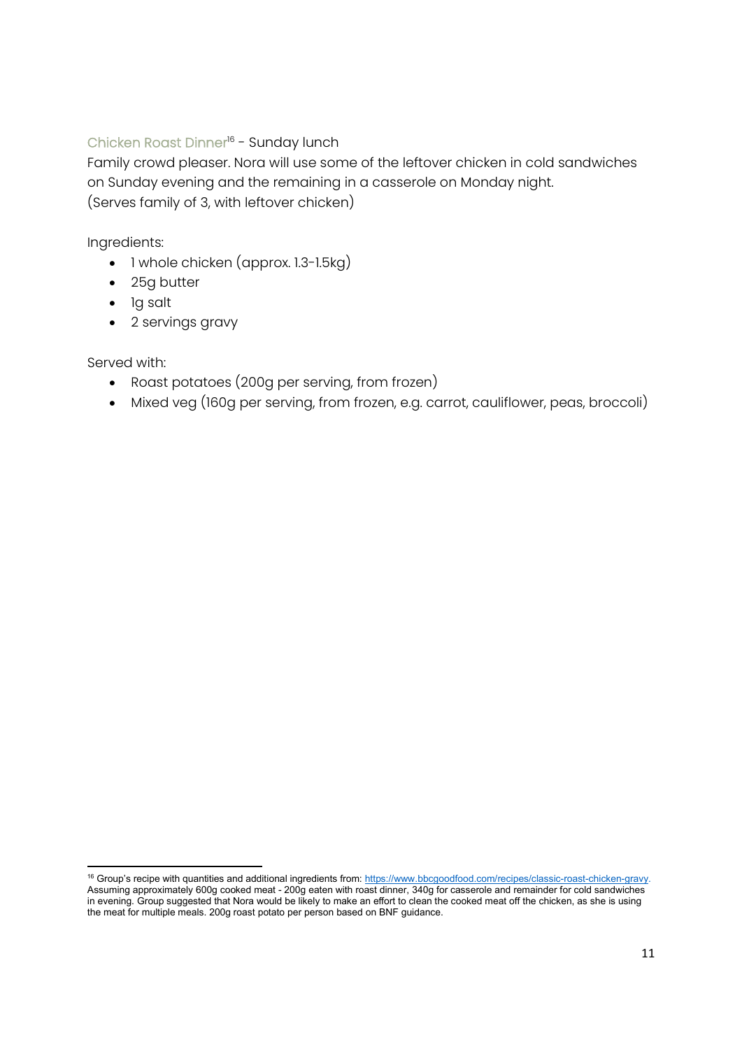### Chicken Roast Dinner[16] - Sunday lunch

Family crowd pleaser. Nora will use some of the leftover chicken in cold sandwiches on Sunday evening and the remaining in a casserole on Monday night.
(Serves family of 3, with leftover chicken)

Ingredients:

- 1 whole chicken (approx. 1.3-1.5kg)
- 25g butter
- 1g salt
- 2 servings gravy

Served with:

- Roast potatoes (200g per serving, from frozen)
- Mixed veg (160g per serving, from frozen, e.g. carrot, cauliflower, peas, broccoli)

[16] Group's recipe with quantities and additional ingredients from: https://www.bbcgoodfood.com/recipes/classic-roast-chicken-gravy. Assuming approximately 600g cooked meat - 200g eaten with roast dinner, 340g for casserole and remainder for cold sandwiches in evening. Group suggested that Nora would be likely to make an effort to clean the cooked meat off the chicken, as she is using the meat for multiple meals. 200g roast potato per person based on BNF guidance.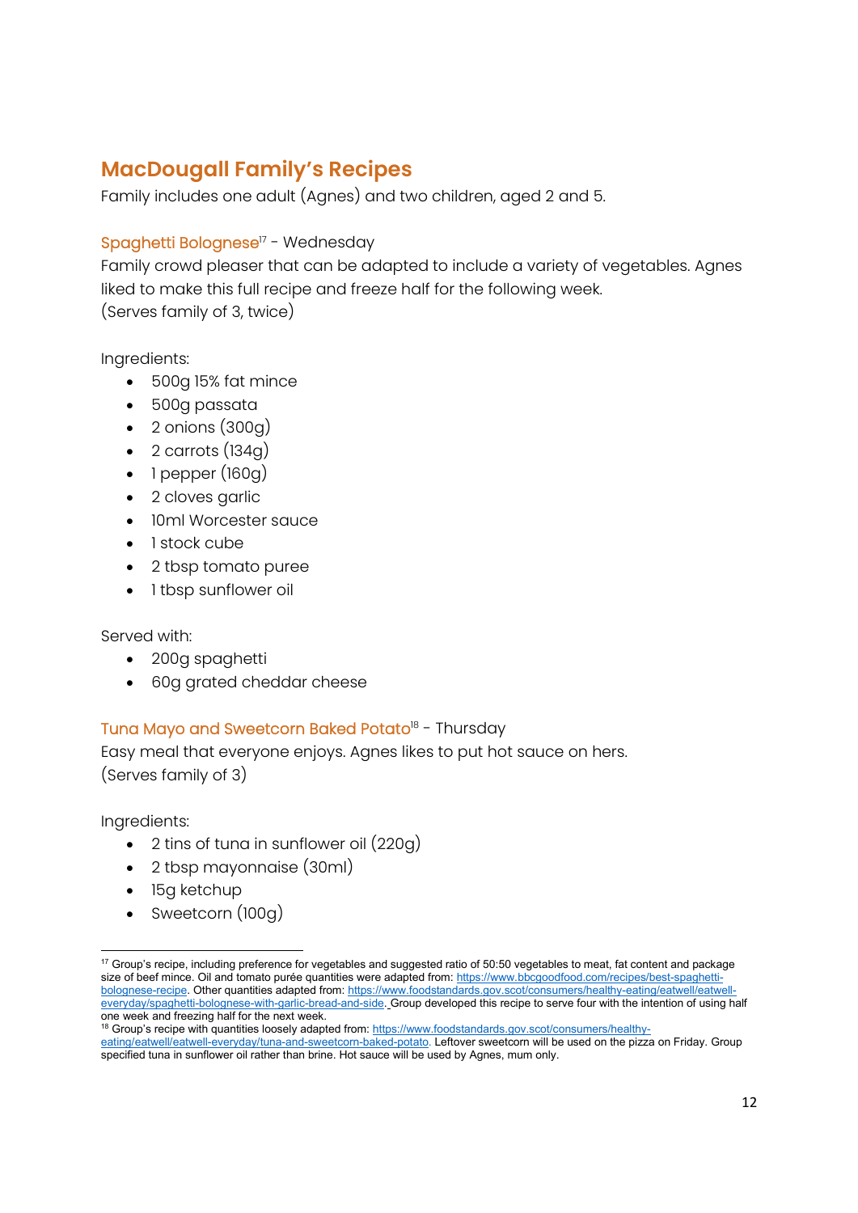## MacDougall Family's Recipes

Family includes one adult (Agnes) and two children, aged 2 and 5.

### Spaghetti Bolognese[17] - Wednesday

Family crowd pleaser that can be adapted to include a variety of vegetables. Agnes liked to make this full recipe and freeze half for the following week.
(Serves family of 3, twice)

Ingredients:

- 500g 15% fat mince
- 500g passata
- 2 onions (300g)
- 2 carrots (134g)
- 1 pepper (160g)
- 2 cloves garlic
- 10ml Worcester sauce
- 1 stock cube
- 2 tbsp tomato puree
- 1 tbsp sunflower oil

Served with:

- 200g spaghetti
- 60g grated cheddar cheese

### Tuna Mayo and Sweetcorn Baked Potato[18] - Thursday

Easy meal that everyone enjoys. Agnes likes to put hot sauce on hers.
(Serves family of 3)

Ingredients:

- 2 tins of tuna in sunflower oil (220g)
- 2 tbsp mayonnaise (30ml)
- 15g ketchup
- Sweetcorn (100g)

---

[17] Group's recipe, including preference for vegetables and suggested ratio of 50:50 vegetables to meat, fat content and package size of beef mince. Oil and tomato purée quantities were adapted from: https://www.bbcgoodfood.com/recipes/best-spaghetti-bolognese-recipe. Other quantities adapted from: https://www.foodstandards.gov.scot/consumers/healthy-eating/eatwell/eatwell-everyday/spaghetti-bolognese-with-garlic-bread-and-side. Group developed this recipe to serve four with the intention of using half one week and freezing half for the next week.

[18] Group's recipe with quantities loosely adapted from: https://www.foodstandards.gov.scot/consumers/healthy-eating/eatwell/eatwell-everyday/tuna-and-sweetcorn-baked-potato. Leftover sweetcorn will be used on the pizza on Friday. Group specified tuna in sunflower oil rather than brine. Hot sauce will be used by Agnes, mum only.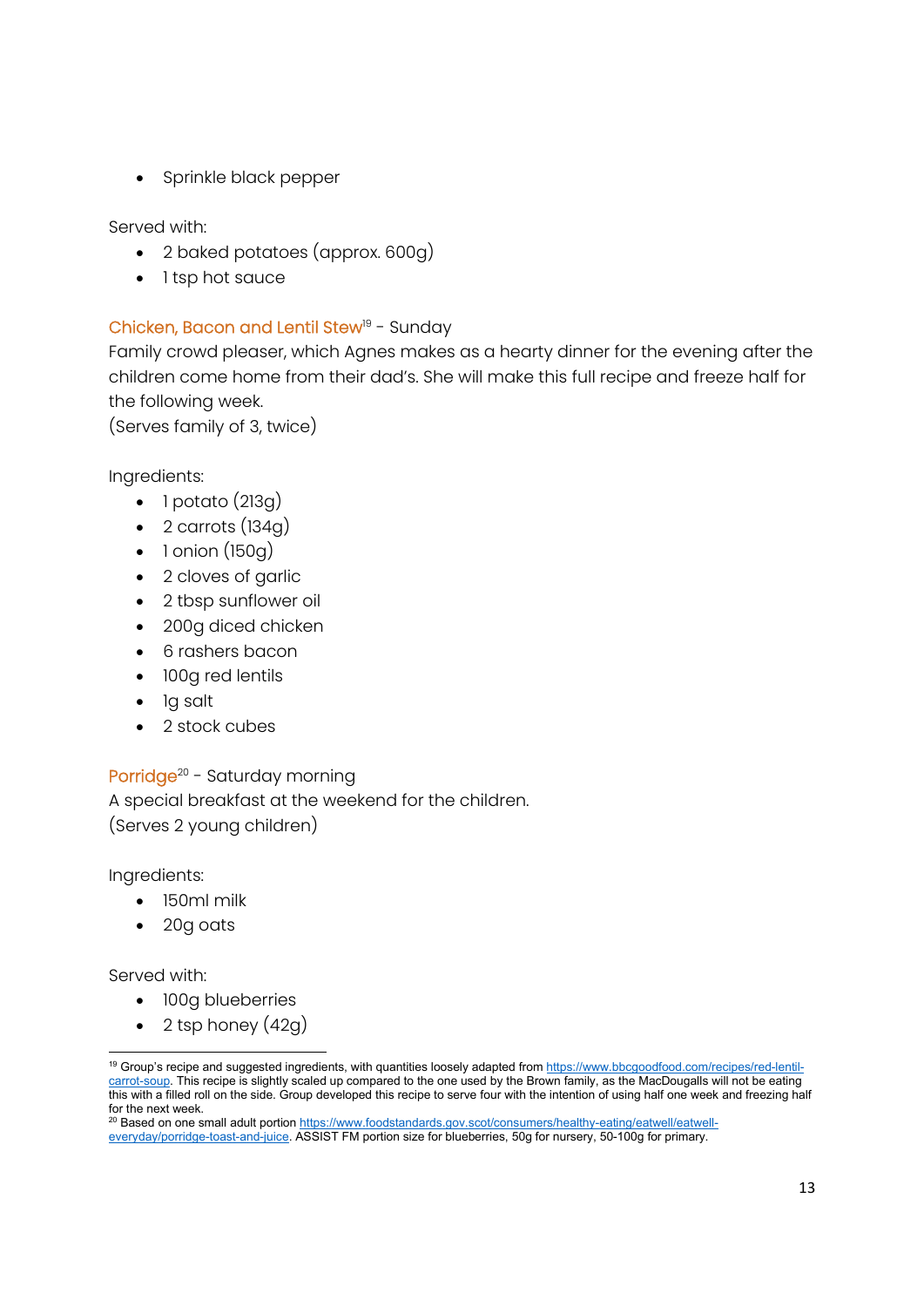- Sprinkle black pepper

Served with:

- 2 baked potatoes (approx. 600g)
- 1 tsp hot sauce

### Chicken, Bacon and Lentil Stew[19] - Sunday

Family crowd pleaser, which Agnes makes as a hearty dinner for the evening after the children come home from their dad's. She will make this full recipe and freeze half for the following week.
(Serves family of 3, twice)

Ingredients:

- 1 potato (213g)
- 2 carrots (134g)
- 1 onion (150g)
- 2 cloves of garlic
- 2 tbsp sunflower oil
- 200g diced chicken
- 6 rashers bacon
- 100g red lentils
- 1g salt
- 2 stock cubes

### Porridge[20] - Saturday morning

A special breakfast at the weekend for the children.
(Serves 2 young children)

Ingredients:

- 150ml milk
- 20g oats

Served with:

- 100g blueberries
- 2 tsp honey (42g)

---

[19] Group's recipe and suggested ingredients, with quantities loosely adapted from https://www.bbcgoodfood.com/recipes/red-lentil-carrot-soup. This recipe is slightly scaled up compared to the one used by the Brown family, as the MacDougalls will not be eating this with a filled roll on the side. Group developed this recipe to serve four with the intention of using half one week and freezing half for the next week.

[20] Based on one small adult portion https://www.foodstandards.gov.scot/consumers/healthy-eating/eatwell/eatwell-everyday/porridge-toast-and-juice. ASSIST FM portion size for blueberries, 50g for nursery, 50-100g for primary.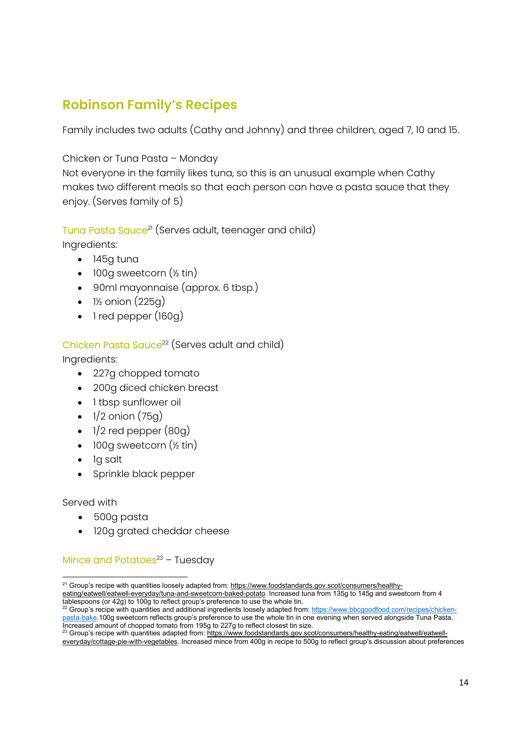## Robinson Family's Recipes

Family includes two adults (Cathy and Johnny) and three children, aged 7, 10 and 15.

Chicken or Tuna Pasta – Monday

Not everyone in the family likes tuna, so this is an unusual example when Cathy makes two different meals so that each person can have a pasta sauce that they enjoy. (Serves family of 5)

Tuna Pasta Sauce[21] (Serves adult, teenager and child)

Ingredients:

- 145g tuna
- 100g sweetcorn (½ tin)
- 90ml mayonnaise (approx. 6 tbsp.)
- 1½ onion (225g)
- 1 red pepper (160g)

Chicken Pasta Sauce[22] (Serves adult and child)

Ingredients:

- 227g chopped tomato
- 200g diced chicken breast
- 1 tbsp sunflower oil
- 1/2 onion (75g)
- 1/2 red pepper (80g)
- 100g sweetcorn (½ tin)
- 1g salt
- Sprinkle black pepper

Served with

- 500g pasta
- 120g grated cheddar cheese

Mince and Potatoes[23] – Tuesday

---

[21] Group's recipe with quantities loosely adapted from: https://www.foodstandards.gov.scot/consumers/healthy-eating/eatwell/eatwell-everyday/tuna-and-sweetcorn-baked-potato. Increased tuna from 135g to 145g and sweetcorn from 4 tablespoons (or 42g) to 100g to reflect group's preference to use the whole tin.

[22] Group's recipe with quantities and additional ingredients loosely adapted from: https://www.bbcgoodfood.com/recipes/chicken-pasta-bake.100g sweetcorn reflects group's preference to use the whole tin in one evening when served alongside Tuna Pasta. Increased amount of chopped tomato from 195g to 227g to reflect closest tin size.

[23] Group's recipe with quantities adapted from: https://www.foodstandards.gov.scot/consumers/healthy-eating/eatwell/eatwell-everyday/cottage-pie-with-vegetables. Increased mince from 400g in recipe to 500g to reflect group's discussion about preferences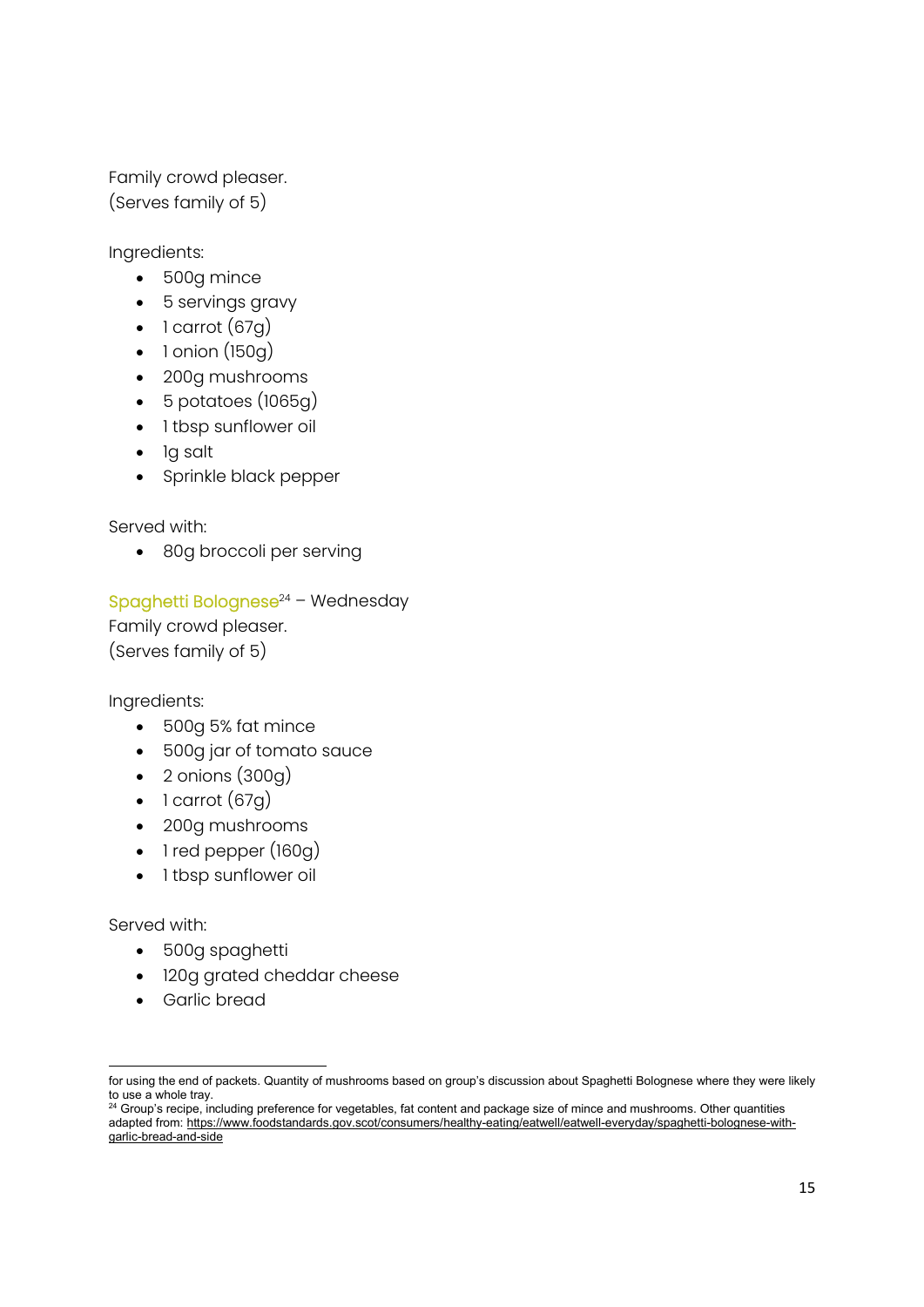Family crowd pleaser.
(Serves family of 5)

Ingredients:

- 500g mince
- 5 servings gravy
- 1 carrot (67g)
- 1 onion (150g)
- 200g mushrooms
- 5 potatoes (1065g)
- 1 tbsp sunflower oil
- 1g salt
- Sprinkle black pepper

Served with:

- 80g broccoli per serving

### Spaghetti Bolognese[24] – Wednesday

Family crowd pleaser.
(Serves family of 5)

Ingredients:

- 500g 5% fat mince
- 500g jar of tomato sauce
- 2 onions (300g)
- 1 carrot (67g)
- 200g mushrooms
- 1 red pepper (160g)
- 1 tbsp sunflower oil

Served with:

- 500g spaghetti
- 120g grated cheddar cheese
- Garlic bread

---

for using the end of packets. Quantity of mushrooms based on group's discussion about Spaghetti Bolognese where they were likely to use a whole tray.

[24] Group's recipe, including preference for vegetables, fat content and package size of mince and mushrooms. Other quantities adapted from: https://www.foodstandards.gov.scot/consumers/healthy-eating/eatwell/eatwell-everyday/spaghetti-bolognese-with-garlic-bread-and-side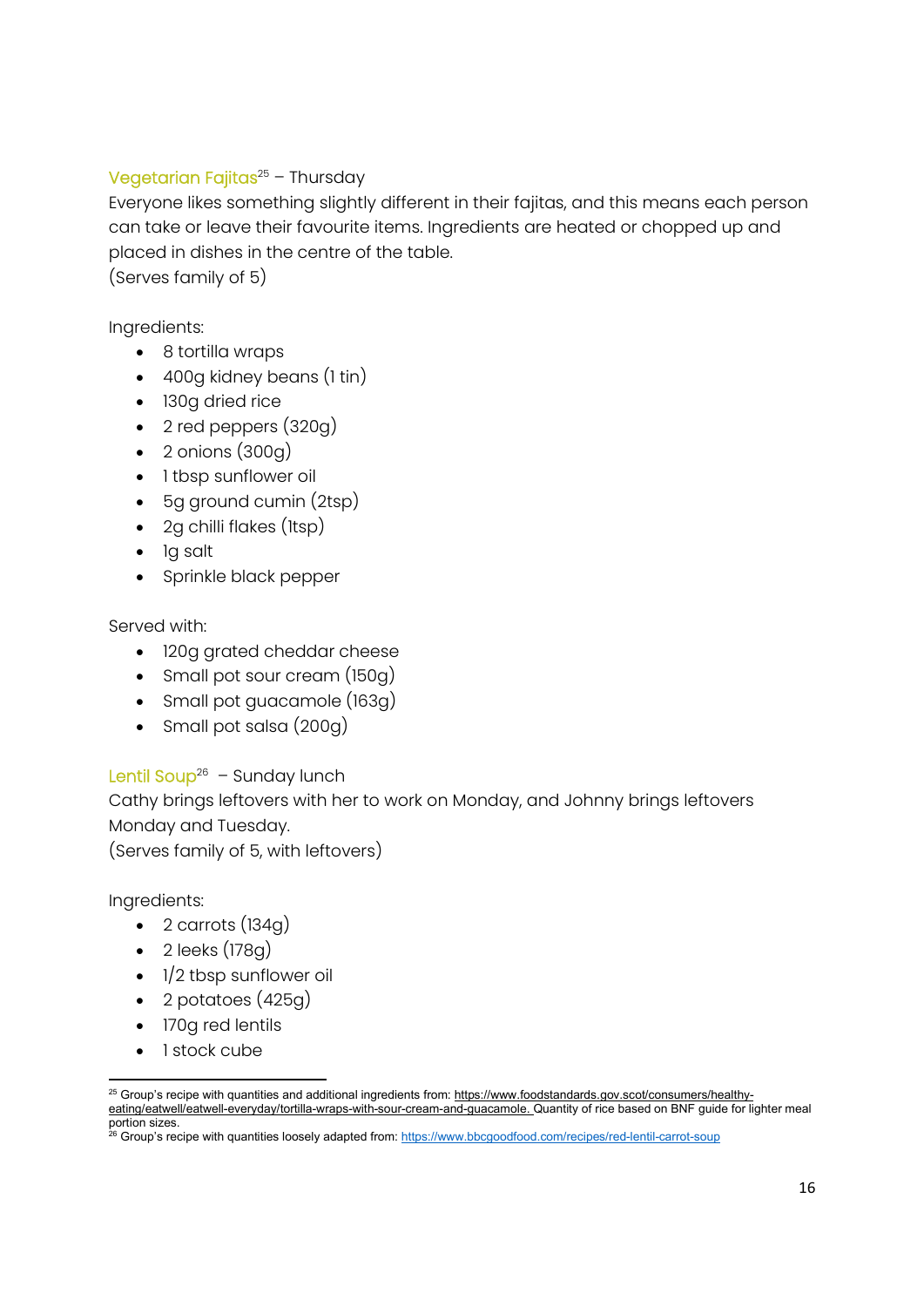### Vegetarian Fajitas[25] – Thursday

Everyone likes something slightly different in their fajitas, and this means each person can take or leave their favourite items. Ingredients are heated or chopped up and placed in dishes in the centre of the table.
(Serves family of 5)

Ingredients:

- 8 tortilla wraps
- 400g kidney beans (1 tin)
- 130g dried rice
- 2 red peppers (320g)
- 2 onions (300g)
- 1 tbsp sunflower oil
- 5g ground cumin (2tsp)
- 2g chilli flakes (1tsp)
- 1g salt
- Sprinkle black pepper

Served with:

- 120g grated cheddar cheese
- Small pot sour cream (150g)
- Small pot guacamole (163g)
- Small pot salsa (200g)

### Lentil Soup[26] – Sunday lunch

Cathy brings leftovers with her to work on Monday, and Johnny brings leftovers Monday and Tuesday.
(Serves family of 5, with leftovers)

Ingredients:

- 2 carrots (134g)
- 2 leeks (178g)
- 1/2 tbsp sunflower oil
- 2 potatoes (425g)
- 170g red lentils
- 1 stock cube

---

[25] Group's recipe with quantities and additional ingredients from: https://www.foodstandards.gov.scot/consumers/healthy-eating/eatwell/eatwell-everyday/tortilla-wraps-with-sour-cream-and-guacamole. Quantity of rice based on BNF guide for lighter meal portion sizes.

[26] Group's recipe with quantities loosely adapted from: https://www.bbcgoodfood.com/recipes/red-lentil-carrot-soup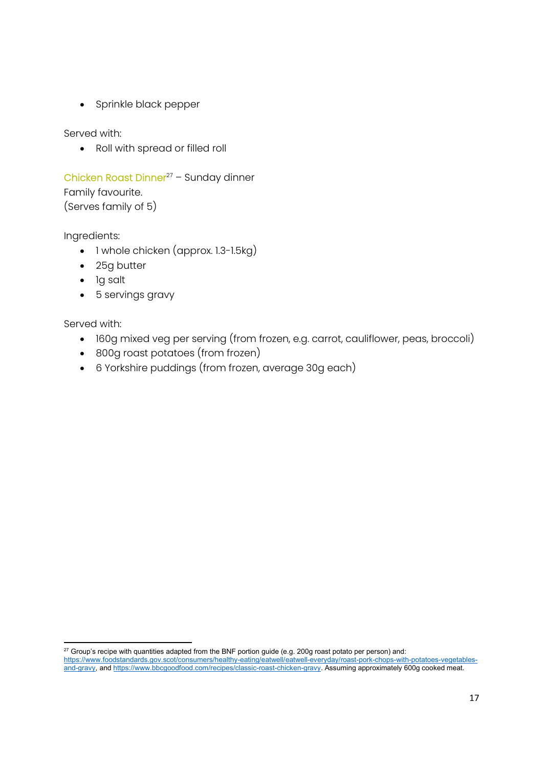- Sprinkle black pepper

Served with:

- Roll with spread or filled roll

Chicken Roast Dinner[27] – Sunday dinner
Family favourite.
(Serves family of 5)

Ingredients:

- 1 whole chicken (approx. 1.3-1.5kg)
- 25g butter
- 1g salt
- 5 servings gravy

Served with:

- 160g mixed veg per serving (from frozen, e.g. carrot, cauliflower, peas, broccoli)
- 800g roast potatoes (from frozen)
- 6 Yorkshire puddings (from frozen, average 30g each)

[27] Group's recipe with quantities adapted from the BNF portion guide (e.g. 200g roast potato per person) and: https://www.foodstandards.gov.scot/consumers/healthy-eating/eatwell/eatwell-everyday/roast-pork-chops-with-potatoes-vegetables-and-gravy, and https://www.bbcgoodfood.com/recipes/classic-roast-chicken-gravy. Assuming approximately 600g cooked meat.